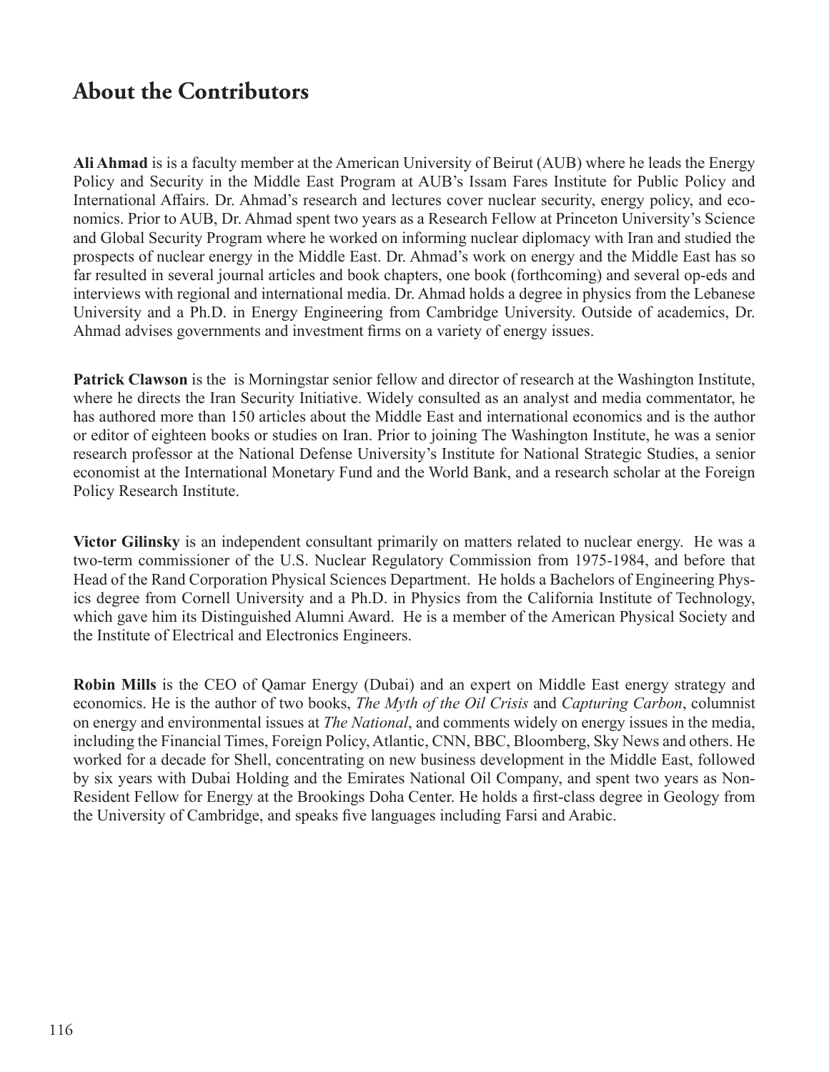## About the Contributors

**Ali Ahmad** is is a faculty member at the American University of Beirut (AUB) where he leads the Energy Policy and Security in the Middle East Program at AUB's Issam Fares Institute for Public Policy and International Affairs. Dr. Ahmad's research and lectures cover nuclear security, energy policy, and economics. Prior to AUB, Dr. Ahmad spent two years as a Research Fellow at Princeton University's Science and Global Security Program where he worked on informing nuclear diplomacy with Iran and studied the prospects of nuclear energy in the Middle East. Dr. Ahmad's work on energy and the Middle East has so far resulted in several journal articles and book chapters, one book (forthcoming) and several op-eds and interviews with regional and international media. Dr. Ahmad holds a degree in physics from the Lebanese University and a Ph.D. in Energy Engineering from Cambridge University. Outside of academics, Dr. Ahmad advises governments and investment firms on a variety of energy issues.

**Patrick Clawson** is the is Morningstar senior fellow and director of research at the Washington Institute, where he directs the Iran Security Initiative. Widely consulted as an analyst and media commentator, he has authored more than 150 articles about the Middle East and international economics and is the author or editor of eighteen books or studies on Iran. Prior to joining The Washington Institute, he was a senior research professor at the National Defense University's Institute for National Strategic Studies, a senior economist at the International Monetary Fund and the World Bank, and a research scholar at the Foreign Policy Research Institute.

**Victor Gilinsky** is an independent consultant primarily on matters related to nuclear energy. He was a two-term commissioner of the U.S. Nuclear Regulatory Commission from 1975-1984, and before that Head of the Rand Corporation Physical Sciences Department. He holds a Bachelors of Engineering Physics degree from Cornell University and a Ph.D. in Physics from the California Institute of Technology, which gave him its Distinguished Alumni Award. He is a member of the American Physical Society and the Institute of Electrical and Electronics Engineers.

**Robin Mills** is the CEO of Qamar Energy (Dubai) and an expert on Middle East energy strategy and economics. He is the author of two books, *The Myth of the Oil Crisis* and *Capturing Carbon*, columnist on energy and environmental issues at *The National*, and comments widely on energy issues in the media, including the Financial Times, Foreign Policy, Atlantic, CNN, BBC, Bloomberg, Sky News and others. He worked for a decade for Shell, concentrating on new business development in the Middle East, followed by six years with Dubai Holding and the Emirates National Oil Company, and spent two years as Non-Resident Fellow for Energy at the Brookings Doha Center. He holds a first-class degree in Geology from the University of Cambridge, and speaks five languages including Farsi and Arabic.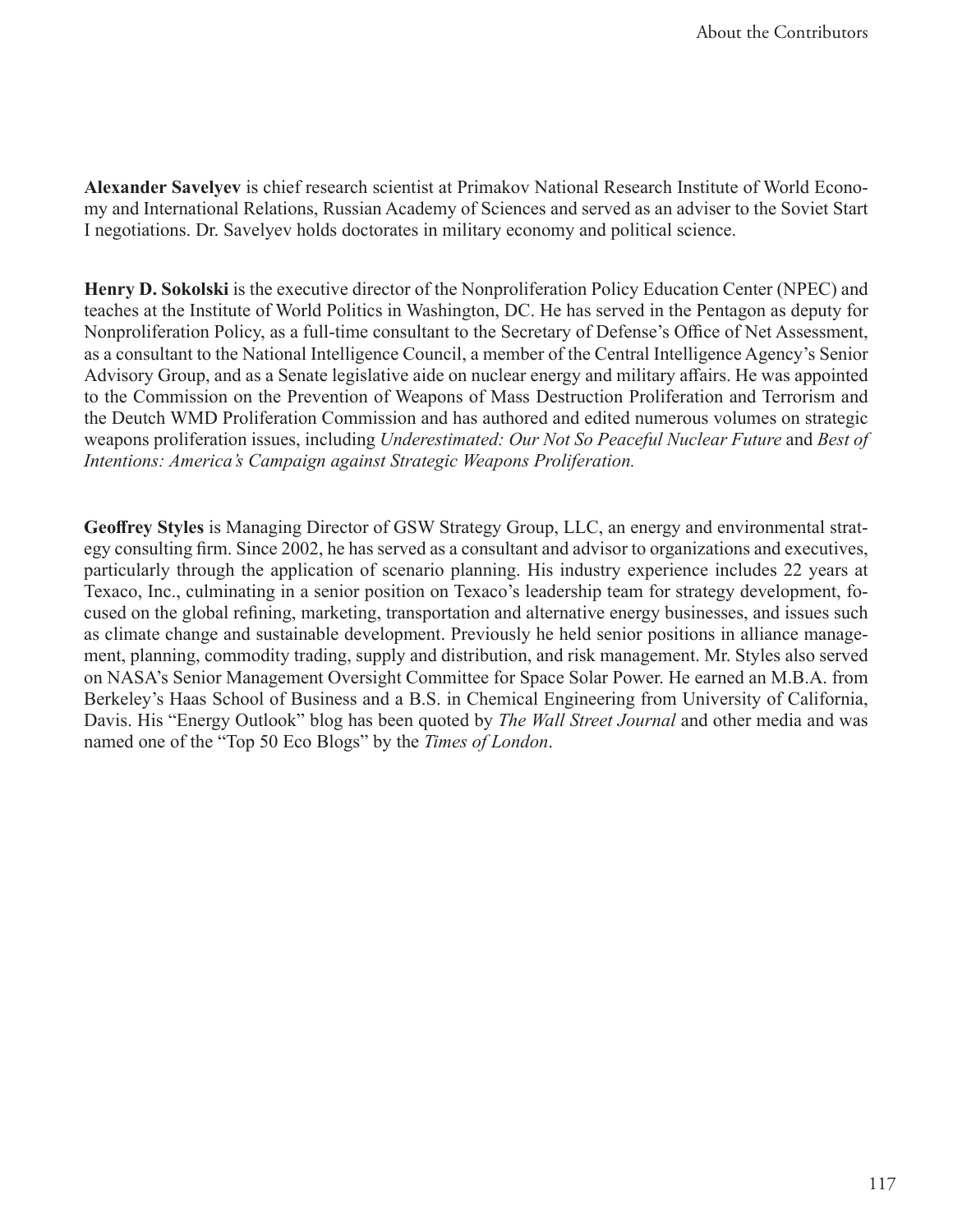**Alexander Savelyev** is chief research scientist at Primakov National Research Institute of World Economy and International Relations, Russian Academy of Sciences and served as an adviser to the Soviet Start I negotiations. Dr. Savelyev holds doctorates in military economy and political science.

**Henry D. Sokolski** is the executive director of the Nonproliferation Policy Education Center (NPEC) and teaches at the Institute of World Politics in Washington, DC. He has served in the Pentagon as deputy for Nonproliferation Policy, as a full-time consultant to the Secretary of Defense's Office of Net Assessment, as a consultant to the National Intelligence Council, a member of the Central Intelligence Agency's Senior Advisory Group, and as a Senate legislative aide on nuclear energy and military affairs. He was appointed to the Commission on the Prevention of Weapons of Mass Destruction Proliferation and Terrorism and the Deutch WMD Proliferation Commission and has authored and edited numerous volumes on strategic weapons proliferation issues, including *Underestimated: Our Not So Peaceful Nuclear Future* and *Best of Intentions: America's Campaign against Strategic Weapons Proliferation.*

**Geoffrey Styles** is Managing Director of GSW Strategy Group, LLC, an energy and environmental strategy consulting firm. Since 2002, he has served as a consultant and advisor to organizations and executives, particularly through the application of scenario planning. His industry experience includes 22 years at Texaco, Inc., culminating in a senior position on Texaco's leadership team for strategy development, focused on the global refining, marketing, transportation and alternative energy businesses, and issues such as climate change and sustainable development. Previously he held senior positions in alliance management, planning, commodity trading, supply and distribution, and risk management. Mr. Styles also served on NASA's Senior Management Oversight Committee for Space Solar Power. He earned an M.B.A. from Berkeley's Haas School of Business and a B.S. in Chemical Engineering from University of California, Davis. His "Energy Outlook" blog has been quoted by *The Wall Street Journal* and other media and was named one of the "Top 50 Eco Blogs" by the *Times of London*.